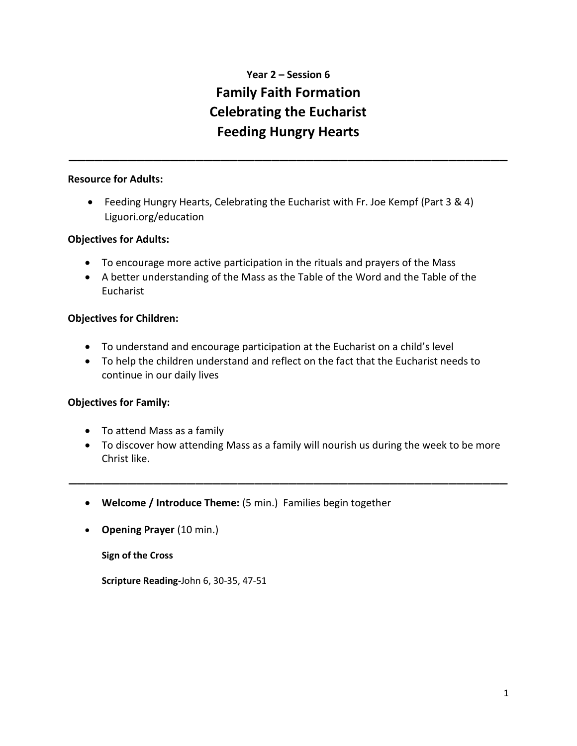**Year 2 – Session 6**

# Family Faith Formation
# Celebrating the Eucharist
# Feeding Hungry Hearts

---

**Resource for Adults:**

- Feeding Hungry Hearts, Celebrating the Eucharist with Fr. Joe Kempf (Part 3 & 4) Liguori.org/education

**Objectives for Adults:**

- To encourage more active participation in the rituals and prayers of the Mass
- A better understanding of the Mass as the Table of the Word and the Table of the Eucharist

**Objectives for Children:**

- To understand and encourage participation at the Eucharist on a child's level
- To help the children understand and reflect on the fact that the Eucharist needs to continue in our daily lives

**Objectives for Family:**

- To attend Mass as a family
- To discover how attending Mass as a family will nourish us during the week to be more Christ like.

---

- **Welcome / Introduce Theme:** (5 min.) Families begin together

- **Opening Prayer** (10 min.)

  **Sign of the Cross**

  **Scripture Reading-**John 6, 30-35, 47-51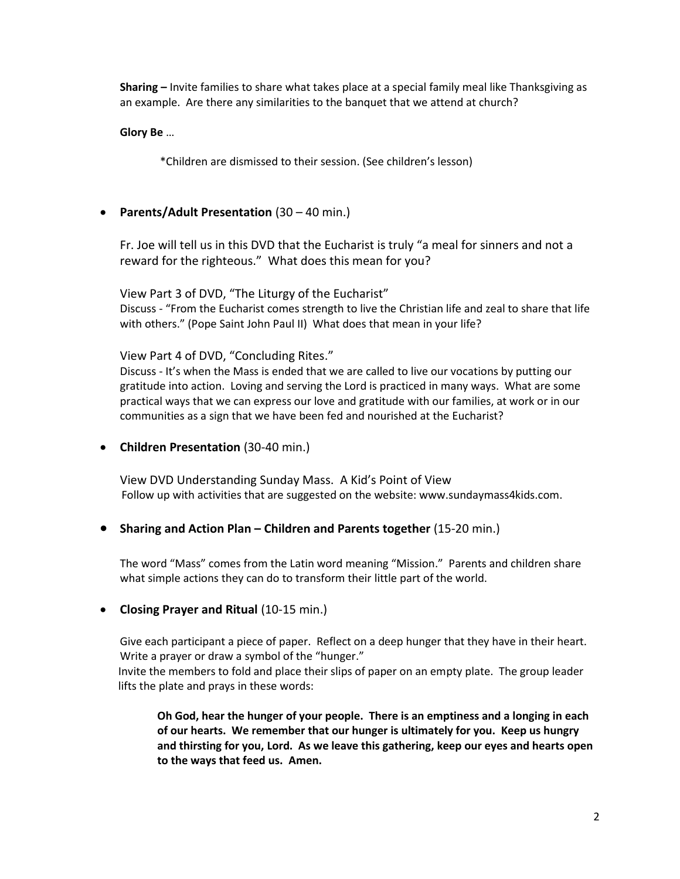**Sharing –** Invite families to share what takes place at a special family meal like Thanksgiving as an example. Are there any similarities to the banquet that we attend at church?

**Glory Be** …

*Children are dismissed to their session. (See children's lesson)

- **Parents/Adult Presentation** (30 – 40 min.)

  Fr. Joe will tell us in this DVD that the Eucharist is truly "a meal for sinners and not a reward for the righteous." What does this mean for you?

  View Part 3 of DVD, "The Liturgy of the Eucharist"
  Discuss - "From the Eucharist comes strength to live the Christian life and zeal to share that life with others." (Pope Saint John Paul II) What does that mean in your life?

  View Part 4 of DVD, "Concluding Rites."
  Discuss - It's when the Mass is ended that we are called to live our vocations by putting our gratitude into action. Loving and serving the Lord is practiced in many ways. What are some practical ways that we can express our love and gratitude with our families, at work or in our communities as a sign that we have been fed and nourished at the Eucharist?

- **Children Presentation** (30-40 min.)

  View DVD Understanding Sunday Mass. A Kid's Point of View
  Follow up with activities that are suggested on the website: www.sundaymass4kids.com.

- **Sharing and Action Plan – Children and Parents together** (15-20 min.)

  The word "Mass" comes from the Latin word meaning "Mission." Parents and children share what simple actions they can do to transform their little part of the world.

- **Closing Prayer and Ritual** (10-15 min.)

  Give each participant a piece of paper. Reflect on a deep hunger that they have in their heart. Write a prayer or draw a symbol of the "hunger."
  Invite the members to fold and place their slips of paper on an empty plate. The group leader lifts the plate and prays in these words:

  > **Oh God, hear the hunger of your people. There is an emptiness and a longing in each of our hearts. We remember that our hunger is ultimately for you. Keep us hungry and thirsting for you, Lord. As we leave this gathering, keep our eyes and hearts open to the ways that feed us. Amen.**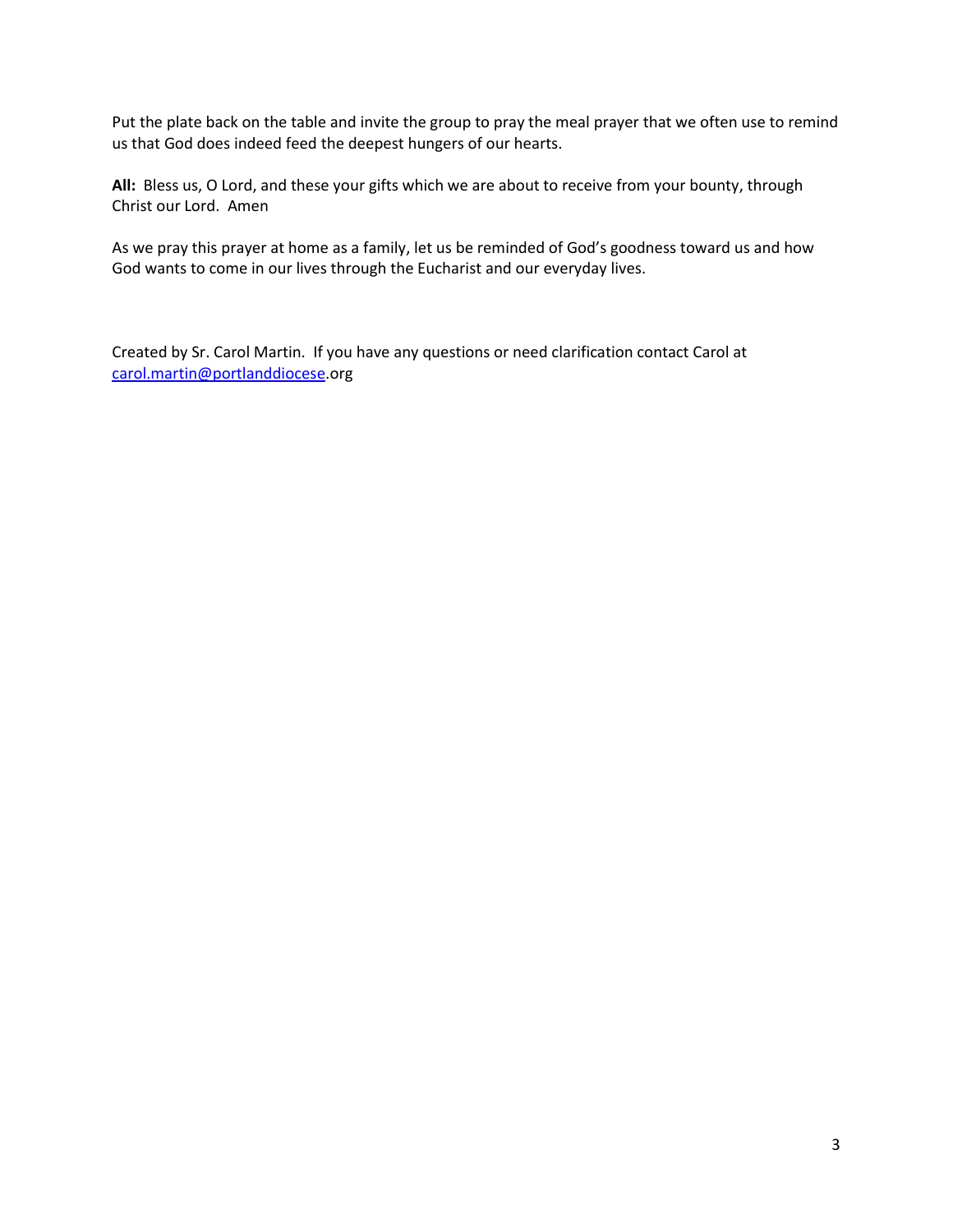Put the plate back on the table and invite the group to pray the meal prayer that we often use to remind us that God does indeed feed the deepest hungers of our hearts.

**All:** Bless us, O Lord, and these your gifts which we are about to receive from your bounty, through Christ our Lord. Amen

As we pray this prayer at home as a family, let us be reminded of God's goodness toward us and how God wants to come in our lives through the Eucharist and our everyday lives.

Created by Sr. Carol Martin. If you have any questions or need clarification contact Carol at carol.martin@portlanddiocese.org